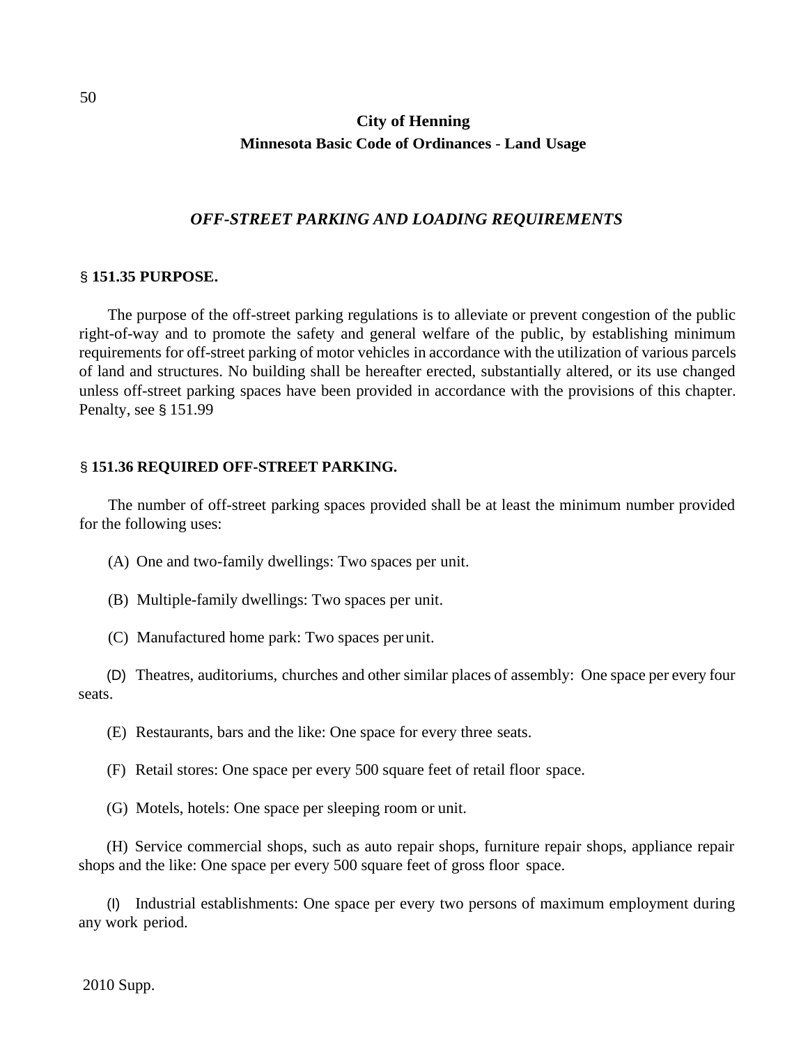### OFF-STREET PARKING AND LOADING REQUIREMENTS

**§ 151.35 PURPOSE.**

The purpose of the off-street parking regulations is to alleviate or prevent congestion of the public right-of-way and to promote the safety and general welfare of the public, by establishing minimum requirements for off-street parking of motor vehicles in accordance with the utilization of various parcels of land and structures. No building shall be hereafter erected, substantially altered, or its use changed unless off-street parking spaces have been provided in accordance with the provisions of this chapter. Penalty, see § 151.99

**§ 151.36 REQUIRED OFF-STREET PARKING.**

The number of off-street parking spaces provided shall be at least the minimum number provided for the following uses:

(A) One and two-family dwellings: Two spaces per unit.

(B) Multiple-family dwellings: Two spaces per unit.

(C) Manufactured home park: Two spaces per unit.

(D) Theatres, auditoriums, churches and other similar places of assembly: One space per every four seats.

(E) Restaurants, bars and the like: One space for every three seats.

(F) Retail stores: One space per every 500 square feet of retail floor space.

(G) Motels, hotels: One space per sleeping room or unit.

(H) Service commercial shops, such as auto repair shops, furniture repair shops, appliance repair shops and the like: One space per every 500 square feet of gross floor space.

(I) Industrial establishments: One space per every two persons of maximum employment during any work period.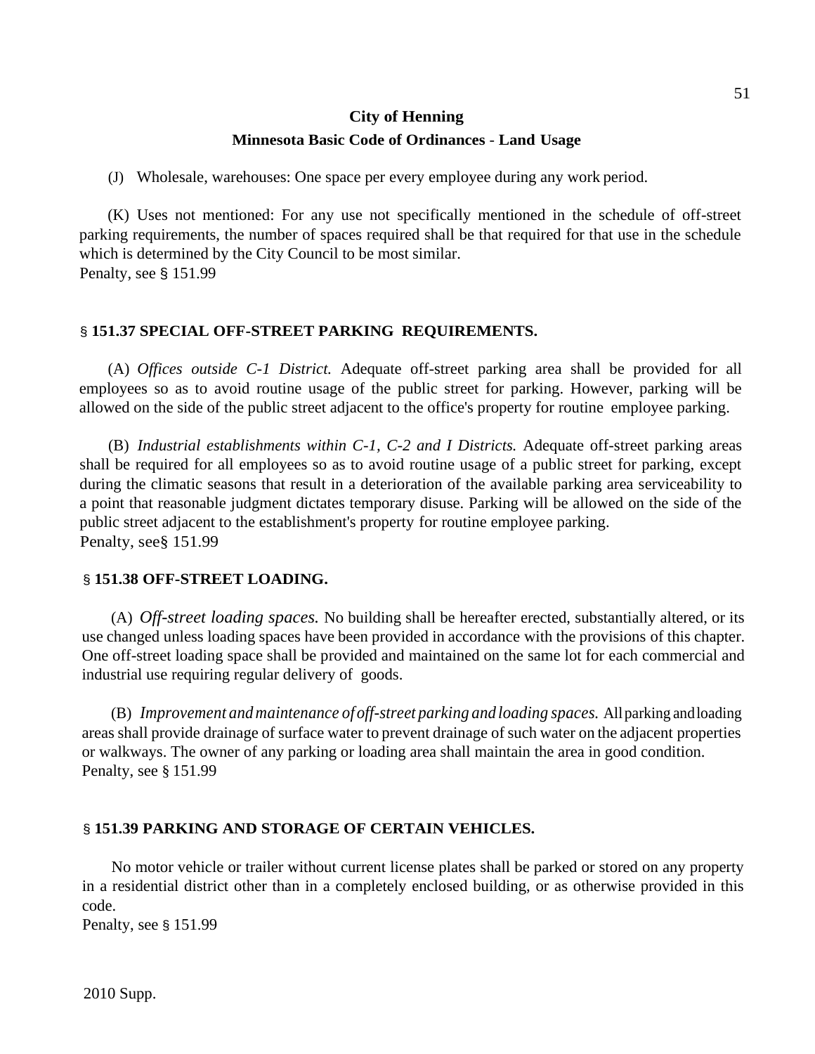(J) Wholesale, warehouses: One space per every employee during any work period.

(K) Uses not mentioned: For any use not specifically mentioned in the schedule of off-street parking requirements, the number of spaces required shall be that required for that use in the schedule which is determined by the City Council to be most similar.
Penalty, see § 151.99

### § 151.37 SPECIAL OFF-STREET PARKING REQUIREMENTS.

(A) *Offices outside C-1 District.* Adequate off-street parking area shall be provided for all employees so as to avoid routine usage of the public street for parking. However, parking will be allowed on the side of the public street adjacent to the office's property for routine employee parking.

(B) *Industrial establishments within C-1, C-2 and I Districts.* Adequate off-street parking areas shall be required for all employees so as to avoid routine usage of a public street for parking, except during the climatic seasons that result in a deterioration of the available parking area serviceability to a point that reasonable judgment dictates temporary disuse. Parking will be allowed on the side of the public street adjacent to the establishment's property for routine employee parking.
Penalty, see § 151.99

### § 151.38 OFF-STREET LOADING.

(A) *Off-street loading spaces.* No building shall be hereafter erected, substantially altered, or its use changed unless loading spaces have been provided in accordance with the provisions of this chapter. One off-street loading space shall be provided and maintained on the same lot for each commercial and industrial use requiring regular delivery of goods.

(B) *Improvement and maintenance of off-street parking and loading spaces.* All parking and loading areas shall provide drainage of surface water to prevent drainage of such water on the adjacent properties or walkways. The owner of any parking or loading area shall maintain the area in good condition.
Penalty, see § 151.99

### § 151.39 PARKING AND STORAGE OF CERTAIN VEHICLES.

No motor vehicle or trailer without current license plates shall be parked or stored on any property in a residential district other than in a completely enclosed building, or as otherwise provided in this code.
Penalty, see § 151.99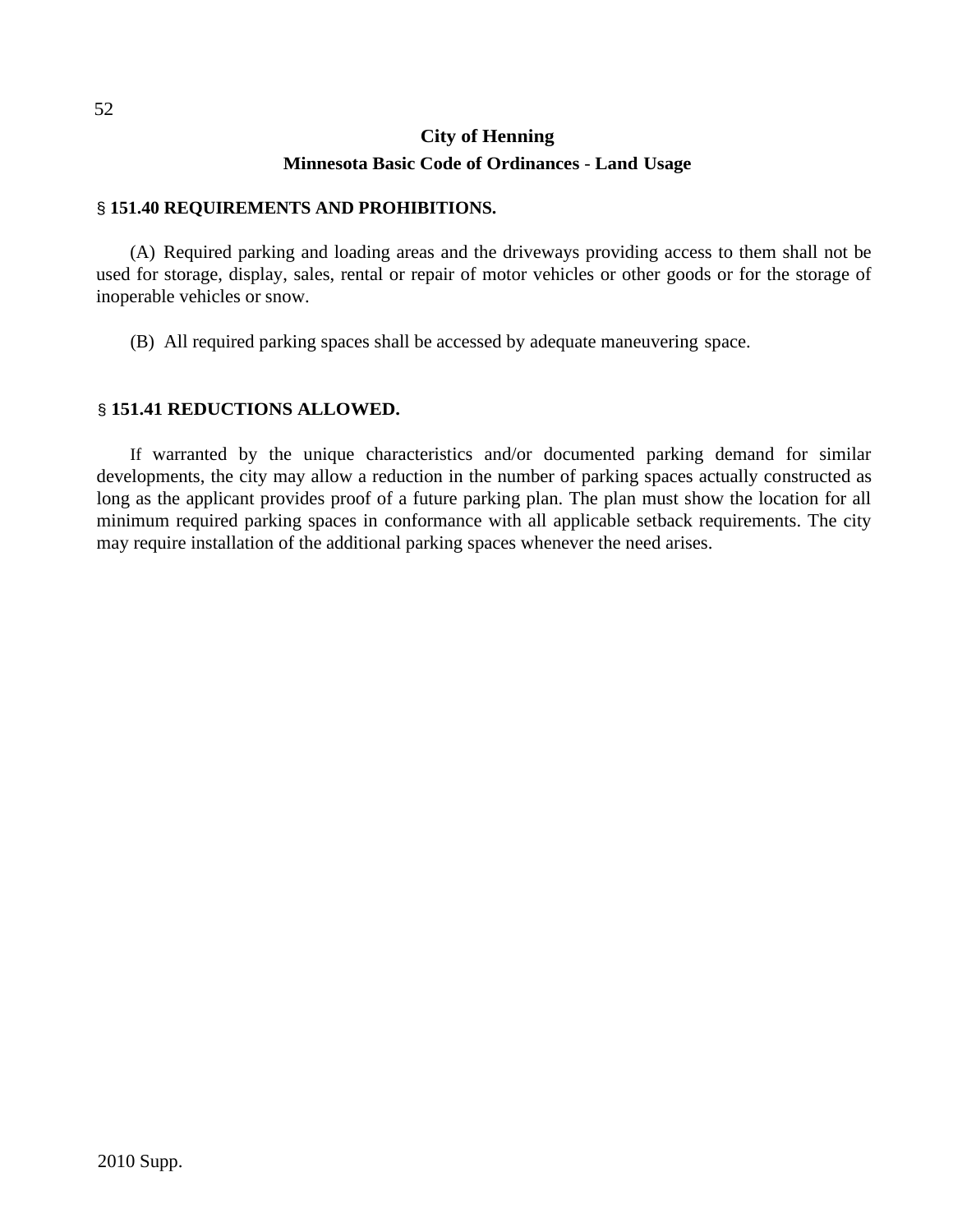## § 151.40 REQUIREMENTS AND PROHIBITIONS.

(A) Required parking and loading areas and the driveways providing access to them shall not be used for storage, display, sales, rental or repair of motor vehicles or other goods or for the storage of inoperable vehicles or snow.

(B) All required parking spaces shall be accessed by adequate maneuvering space.

## § 151.41 REDUCTIONS ALLOWED.

If warranted by the unique characteristics and/or documented parking demand for similar developments, the city may allow a reduction in the number of parking spaces actually constructed as long as the applicant provides proof of a future parking plan. The plan must show the location for all minimum required parking spaces in conformance with all applicable setback requirements. The city may require installation of the additional parking spaces whenever the need arises.